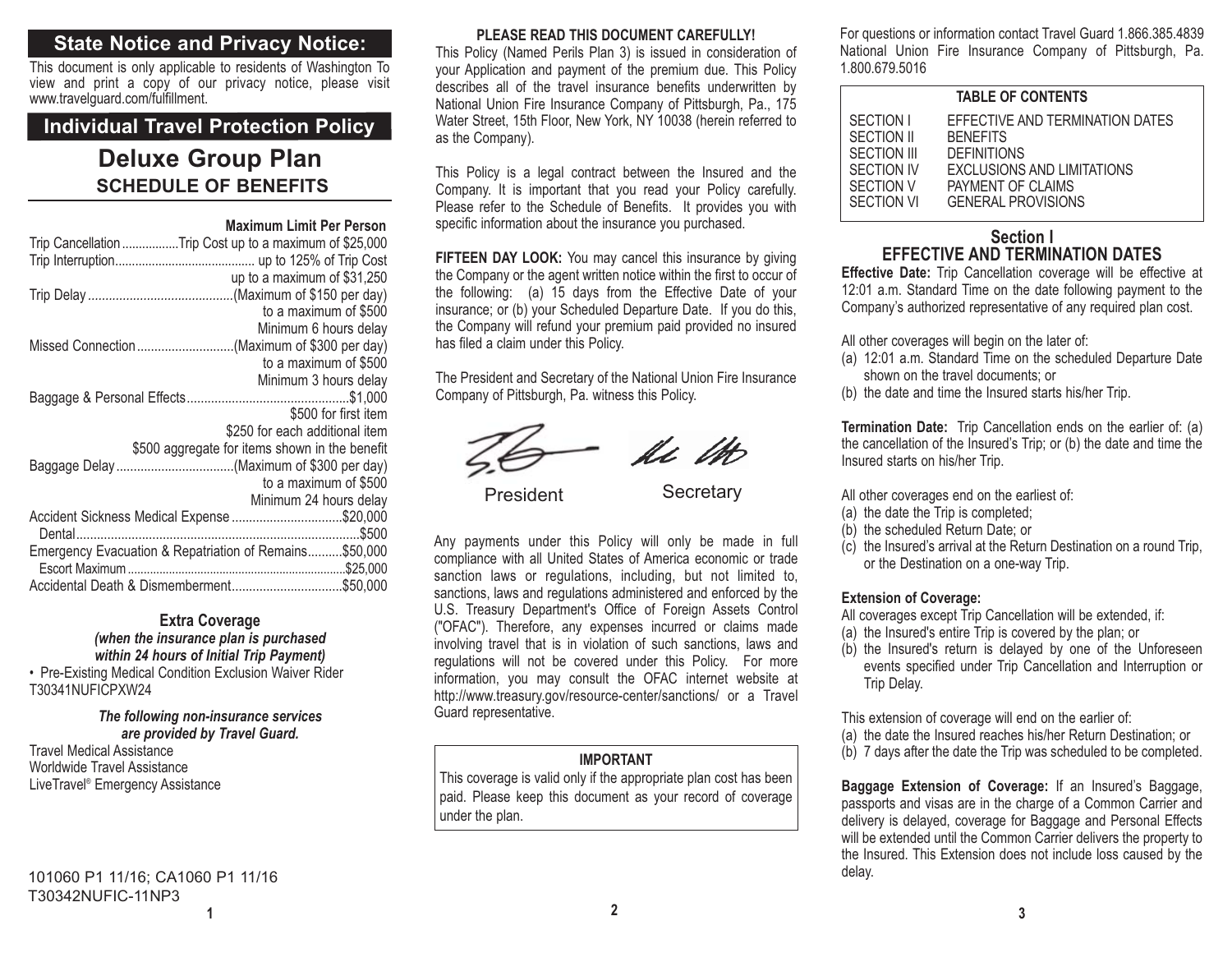## State Notice and Privacy Notice:

This document is only applicable to residents of Washington To view and print a copy of our privacy notice, please visit www.travelguard.com/fulfillment.

## Individual Travel Protection Policy

# Deluxe Group Plan

## SCHEDULE OF BENEFITS

| | Maximum Limit Per Person |
|---|---|
| Trip Cancellation | Trip Cost up to a maximum of $25,000 |
| Trip Interruption | up to 125% of Trip Cost up to a maximum of $31,250 |
| Trip Delay | (Maximum of $150 per day) to a maximum of $500 Minimum 6 hours delay |
| Missed Connection | (Maximum of $300 per day) to a maximum of $500 Minimum 3 hours delay |
| Baggage & Personal Effects | $1,000 $500 for first item $250 for each additional item $500 aggregate for items shown in the benefit |
| Baggage Delay | (Maximum of $300 per day) to a maximum of $500 Minimum 24 hours delay |
| Accident Sickness Medical Expense | $20,000 |
| Dental | $500 |
| Emergency Evacuation & Repatriation of Remains | $50,000 |
| Escort Maximum | $25,000 |
| Accidental Death & Dismemberment | $50,000 |

**Extra Coverage**

***(when the insurance plan is purchased within 24 hours of Initial Trip Payment)***

- Pre-Existing Medical Condition Exclusion Waiver Rider T30341NUFICPXW24

***The following non-insurance services are provided by Travel Guard.***

Travel Medical Assistance
Worldwide Travel Assistance
LiveTravel® Emergency Assistance

101060 P1 11/16; CA1060 P1 11/16
T30342NUFIC-11NP3

**PLEASE READ THIS DOCUMENT CAREFULLY!**

This Policy (Named Perils Plan 3) is issued in consideration of your Application and payment of the premium due. This Policy describes all of the travel insurance benefits underwritten by National Union Fire Insurance Company of Pittsburgh, Pa., 175 Water Street, 15th Floor, New York, NY 10038 (herein referred to as the Company).

This Policy is a legal contract between the Insured and the Company. It is important that you read your Policy carefully. Please refer to the Schedule of Benefits. It provides you with specific information about the insurance you purchased.

**FIFTEEN DAY LOOK:** You may cancel this insurance by giving the Company or the agent written notice within the first to occur of the following: (a) 15 days from the Effective Date of your insurance; or (b) your Scheduled Departure Date. If you do this, the Company will refund your premium paid provided no insured has filed a claim under this Policy.

The President and Secretary of the National Union Fire Insurance Company of Pittsburgh, Pa. witness this Policy.

President Secretary

Any payments under this Policy will only be made in full compliance with all United States of America economic or trade sanction laws or regulations, including, but not limited to, sanctions, laws and regulations administered and enforced by the U.S. Treasury Department's Office of Foreign Assets Control ("OFAC"). Therefore, any expenses incurred or claims made involving travel that is in violation of such sanctions, laws and regulations will not be covered under this Policy. For more information, you may consult the OFAC internet website at http://www.treasury.gov/resource-center/sanctions/ or a Travel Guard representative.

**IMPORTANT**

This coverage is valid only if the appropriate plan cost has been paid. Please keep this document as your record of coverage under the plan.

For questions or information contact Travel Guard 1.866.385.4839 National Union Fire Insurance Company of Pittsburgh, Pa. 1.800.679.5016

**TABLE OF CONTENTS**

| | |
|---|---|
| SECTION I | EFFECTIVE AND TERMINATION DATES |
| SECTION II | BENEFITS |
| SECTION III | DEFINITIONS |
| SECTION IV | EXCLUSIONS AND LIMITATIONS |
| SECTION V | PAYMENT OF CLAIMS |
| SECTION VI | GENERAL PROVISIONS |

## Section I
## EFFECTIVE AND TERMINATION DATES

**Effective Date:** Trip Cancellation coverage will be effective at 12:01 a.m. Standard Time on the date following payment to the Company's authorized representative of any required plan cost.

All other coverages will begin on the later of:
(a) 12:01 a.m. Standard Time on the scheduled Departure Date shown on the travel documents; or
(b) the date and time the Insured starts his/her Trip.

**Termination Date:** Trip Cancellation ends on the earlier of: (a) the cancellation of the Insured's Trip; or (b) the date and time the Insured starts on his/her Trip.

All other coverages end on the earliest of:
(a) the date the Trip is completed;
(b) the scheduled Return Date; or
(c) the Insured's arrival at the Return Destination on a round Trip, or the Destination on a one-way Trip.

**Extension of Coverage:**

All coverages except Trip Cancellation will be extended, if:
(a) the Insured's entire Trip is covered by the plan; or
(b) the Insured's return is delayed by one of the Unforeseen events specified under Trip Cancellation and Interruption or Trip Delay.

This extension of coverage will end on the earlier of:
(a) the date the Insured reaches his/her Return Destination; or
(b) 7 days after the date the Trip was scheduled to be completed.

**Baggage Extension of Coverage:** If an Insured's Baggage, passports and visas are in the charge of a Common Carrier and delivery is delayed, coverage for Baggage and Personal Effects will be extended until the Common Carrier delivers the property to the Insured. This Extension does not include loss caused by the delay.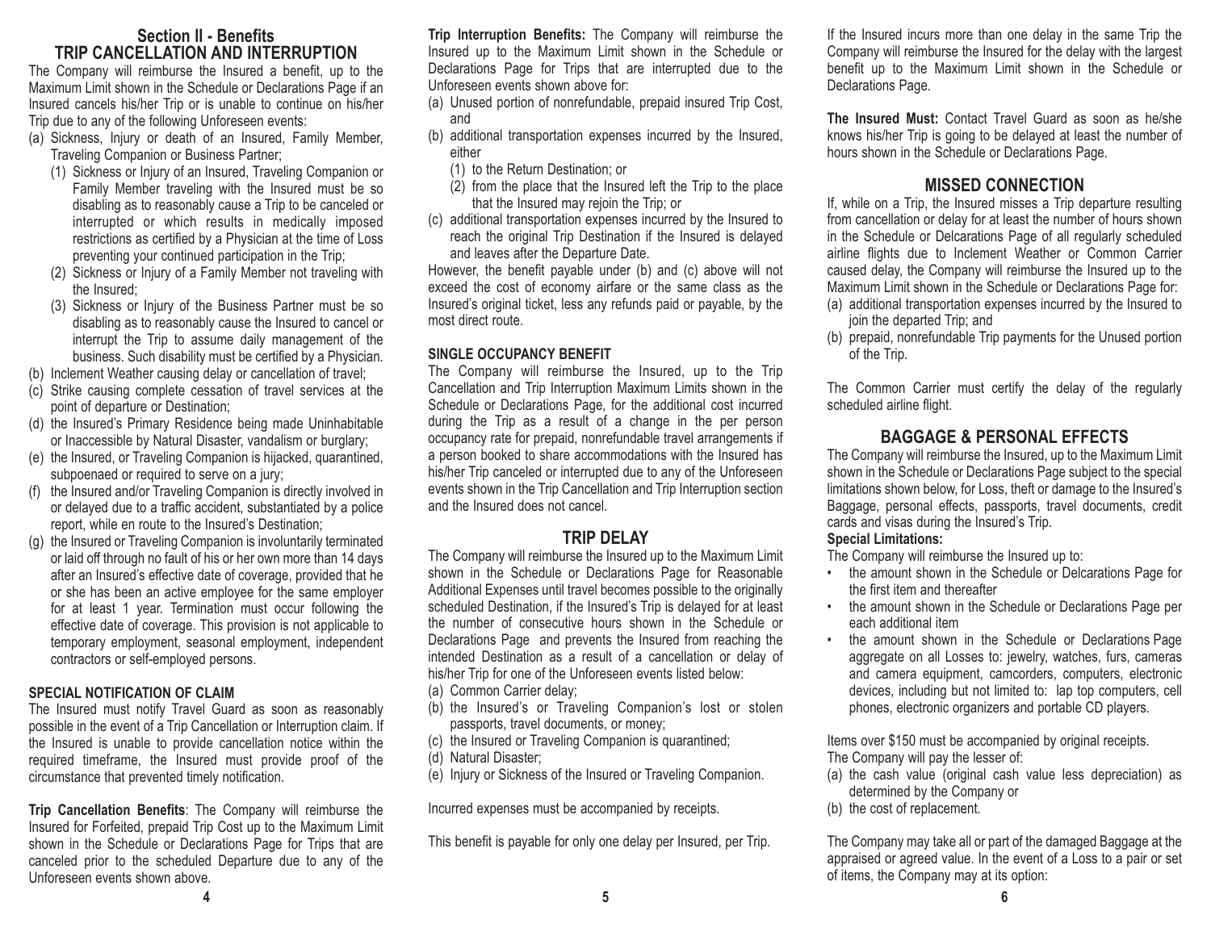## Section II - Benefits

## TRIP CANCELLATION AND INTERRUPTION

The Company will reimburse the Insured a benefit, up to the Maximum Limit shown in the Schedule or Declarations Page if an Insured cancels his/her Trip or is unable to continue on his/her Trip due to any of the following Unforeseen events:

(a) Sickness, Injury or death of an Insured, Family Member, Traveling Companion or Business Partner;
   1. Sickness or Injury of an Insured, Traveling Companion or Family Member traveling with the Insured must be so disabling as to reasonably cause a Trip to be canceled or interrupted or which results in medically imposed restrictions as certified by a Physician at the time of Loss preventing your continued participation in the Trip;
   2. Sickness or Injury of a Family Member not traveling with the Insured;
   3. Sickness or Injury of the Business Partner must be so disabling as to reasonably cause the Insured to cancel or interrupt the Trip to assume daily management of the business. Such disability must be certified by a Physician.

(b) Inclement Weather causing delay or cancellation of travel;

(c) Strike causing complete cessation of travel services at the point of departure or Destination;

(d) the Insured's Primary Residence being made Uninhabitable or Inaccessible by Natural Disaster, vandalism or burglary;

(e) the Insured, or Traveling Companion is hijacked, quarantined, subpoenaed or required to serve on a jury;

(f) the Insured and/or Traveling Companion is directly involved in or delayed due to a traffic accident, substantiated by a police report, while en route to the Insured's Destination;

(g) the Insured or Traveling Companion is involuntarily terminated or laid off through no fault of his or her own more than 14 days after an Insured's effective date of coverage, provided that he or she has been an active employee for the same employer for at least 1 year. Termination must occur following the effective date of coverage. This provision is not applicable to temporary employment, seasonal employment, independent contractors or self-employed persons.

### SPECIAL NOTIFICATION OF CLAIM

The Insured must notify Travel Guard as soon as reasonably possible in the event of a Trip Cancellation or Interruption claim. If the Insured is unable to provide cancellation notice within the required timeframe, the Insured must provide proof of the circumstance that prevented timely notification.

**Trip Cancellation Benefits**: The Company will reimburse the Insured for Forfeited, prepaid Trip Cost up to the Maximum Limit shown in the Schedule or Declarations Page for Trips that are canceled prior to the scheduled Departure due to any of the Unforeseen events shown above.

**Trip Interruption Benefits:** The Company will reimburse the Insured up to the Maximum Limit shown in the Schedule or Declarations Page for Trips that are interrupted due to the Unforeseen events shown above for:

(a) Unused portion of nonrefundable, prepaid insured Trip Cost, and

(b) additional transportation expenses incurred by the Insured, either
   1. to the Return Destination; or
   2. from the place that the Insured left the Trip to the place that the Insured may rejoin the Trip; or

(c) additional transportation expenses incurred by the Insured to reach the original Trip Destination if the Insured is delayed and leaves after the Departure Date.

However, the benefit payable under (b) and (c) above will not exceed the cost of economy airfare or the same class as the Insured's original ticket, less any refunds paid or payable, by the most direct route.

### SINGLE OCCUPANCY BENEFIT

The Company will reimburse the Insured, up to the Trip Cancellation and Trip Interruption Maximum Limits shown in the Schedule or Declarations Page, for the additional cost incurred during the Trip as a result of a change in the per person occupancy rate for prepaid, nonrefundable travel arrangements if a person booked to share accommodations with the Insured has his/her Trip canceled or interrupted due to any of the Unforeseen events shown in the Trip Cancellation and Trip Interruption section and the Insured does not cancel.

## TRIP DELAY

The Company will reimburse the Insured up to the Maximum Limit shown in the Schedule or Declarations Page for Reasonable Additional Expenses until travel becomes possible to the originally scheduled Destination, if the Insured's Trip is delayed for at least the number of consecutive hours shown in the Schedule or Declarations Page and prevents the Insured from reaching the intended Destination as a result of a cancellation or delay of his/her Trip for one of the Unforeseen events listed below:

(a) Common Carrier delay;

(b) the Insured's or Traveling Companion's lost or stolen passports, travel documents, or money;

(c) the Insured or Traveling Companion is quarantined;

(d) Natural Disaster;

(e) Injury or Sickness of the Insured or Traveling Companion.

Incurred expenses must be accompanied by receipts.

This benefit is payable for only one delay per Insured, per Trip.

If the Insured incurs more than one delay in the same Trip the Company will reimburse the Insured for the delay with the largest benefit up to the Maximum Limit shown in the Schedule or Declarations Page.

**The Insured Must:** Contact Travel Guard as soon as he/she knows his/her Trip is going to be delayed at least the number of hours shown in the Schedule or Declarations Page.

## MISSED CONNECTION

If, while on a Trip, the Insured misses a Trip departure resulting from cancellation or delay for at least the number of hours shown in the Schedule or Delcarations Page of all regularly scheduled airline flights due to Inclement Weather or Common Carrier caused delay, the Company will reimburse the Insured up to the Maximum Limit shown in the Schedule or Declarations Page for:

(a) additional transportation expenses incurred by the Insured to join the departed Trip; and

(b) prepaid, nonrefundable Trip payments for the Unused portion of the Trip.

The Common Carrier must certify the delay of the regularly scheduled airline flight.

## BAGGAGE & PERSONAL EFFECTS

The Company will reimburse the Insured, up to the Maximum Limit shown in the Schedule or Declarations Page subject to the special limitations shown below, for Loss, theft or damage to the Insured's Baggage, personal effects, passports, travel documents, credit cards and visas during the Insured's Trip.

**Special Limitations:**

The Company will reimburse the Insured up to:

- the amount shown in the Schedule or Delcarations Page for the first item and thereafter
- the amount shown in the Schedule or Declarations Page per each additional item
- the amount shown in the Schedule or Declarations Page aggregate on all Losses to: jewelry, watches, furs, cameras and camera equipment, camcorders, computers, electronic devices, including but not limited to: lap top computers, cell phones, electronic organizers and portable CD players.

Items over $150 must be accompanied by original receipts.

The Company will pay the lesser of:

(a) the cash value (original cash value less depreciation) as determined by the Company or

(b) the cost of replacement.

The Company may take all or part of the damaged Baggage at the appraised or agreed value. In the event of a Loss to a pair or set of items, the Company may at its option: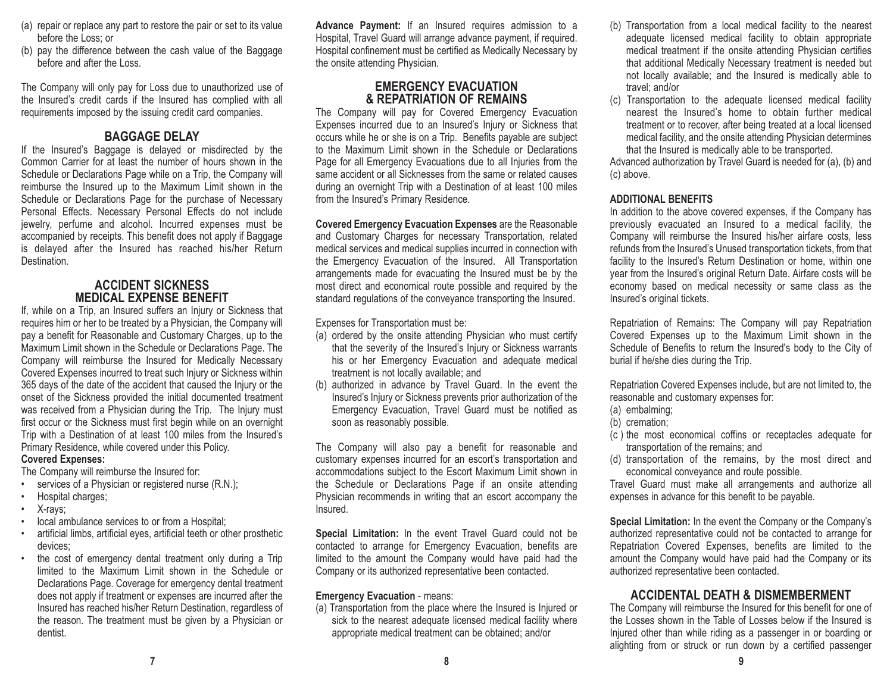(a) repair or replace any part to restore the pair or set to its value before the Loss; or
(b) pay the difference between the cash value of the Baggage before and after the Loss.

The Company will only pay for Loss due to unauthorized use of the Insured's credit cards if the Insured has complied with all requirements imposed by the issuing credit card companies.

## BAGGAGE DELAY

If the Insured's Baggage is delayed or misdirected by the Common Carrier for at least the number of hours shown in the Schedule or Declarations Page while on a Trip, the Company will reimburse the Insured up to the Maximum Limit shown in the Schedule or Declarations Page for the purchase of Necessary Personal Effects. Necessary Personal Effects do not include jewelry, perfume and alcohol. Incurred expenses must be accompanied by receipts. This benefit does not apply if Baggage is delayed after the Insured has reached his/her Return Destination.

## ACCIDENT SICKNESS MEDICAL EXPENSE BENEFIT

If, while on a Trip, an Insured suffers an Injury or Sickness that requires him or her to be treated by a Physician, the Company will pay a benefit for Reasonable and Customary Charges, up to the Maximum Limit shown in the Schedule or Declarations Page. The Company will reimburse the Insured for Medically Necessary Covered Expenses incurred to treat such Injury or Sickness within 365 days of the date of the accident that caused the Injury or the onset of the Sickness provided the initial documented treatment was received from a Physician during the Trip. The Injury must first occur or the Sickness must first begin while on an overnight Trip with a Destination of at least 100 miles from the Insured's Primary Residence, while covered under this Policy.

**Covered Expenses:**

The Company will reimburse the Insured for:

- services of a Physician or registered nurse (R.N.);
- Hospital charges;
- X-rays;
- local ambulance services to or from a Hospital;
- artificial limbs, artificial eyes, artificial teeth or other prosthetic devices;
- the cost of emergency dental treatment only during a Trip limited to the Maximum Limit shown in the Schedule or Declarations Page. Coverage for emergency dental treatment does not apply if treatment or expenses are incurred after the Insured has reached his/her Return Destination, regardless of the reason. The treatment must be given by a Physician or dentist.

**Advance Payment:** If an Insured requires admission to a Hospital, Travel Guard will arrange advance payment, if required. Hospital confinement must be certified as Medically Necessary by the onsite attending Physician.

## EMERGENCY EVACUATION & REPATRIATION OF REMAINS

The Company will pay for Covered Emergency Evacuation Expenses incurred due to an Insured's Injury or Sickness that occurs while he or she is on a Trip. Benefits payable are subject to the Maximum Limit shown in the Schedule or Declarations Page for all Emergency Evacuations due to all Injuries from the same accident or all Sicknesses from the same or related causes during an overnight Trip with a Destination of at least 100 miles from the Insured's Primary Residence.

**Covered Emergency Evacuation Expenses** are the Reasonable and Customary Charges for necessary Transportation, related medical services and medical supplies incurred in connection with the Emergency Evacuation of the Insured. All Transportation arrangements made for evacuating the Insured must be by the most direct and economical route possible and required by the standard regulations of the conveyance transporting the Insured.

Expenses for Transportation must be:

(a) ordered by the onsite attending Physician who must certify that the severity of the Insured's Injury or Sickness warrants his or her Emergency Evacuation and adequate medical treatment is not locally available; and
(b) authorized in advance by Travel Guard. In the event the Insured's Injury or Sickness prevents prior authorization of the Emergency Evacuation, Travel Guard must be notified as soon as reasonably possible.

The Company will also pay a benefit for reasonable and customary expenses incurred for an escort's transportation and accommodations subject to the Escort Maximum Limit shown in the Schedule or Declarations Page if an onsite attending Physician recommends in writing that an escort accompany the Insured.

**Special Limitation:** In the event Travel Guard could not be contacted to arrange for Emergency Evacuation, benefits are limited to the amount the Company would have paid had the Company or its authorized representative been contacted.

**Emergency Evacuation** - means:

(a) Transportation from the place where the Insured is Injured or sick to the nearest adequate licensed medical facility where appropriate medical treatment can be obtained; and/or
(b) Transportation from a local medical facility to the nearest adequate licensed medical facility to obtain appropriate medical treatment if the onsite attending Physician certifies that additional Medically Necessary treatment is needed but not locally available; and the Insured is medically able to travel; and/or
(c) Transportation to the adequate licensed medical facility nearest the Insured's home to obtain further medical treatment or to recover, after being treated at a local licensed medical facility, and the onsite attending Physician determines that the Insured is medically able to be transported.

Advanced authorization by Travel Guard is needed for (a), (b) and (c) above.

**ADDITIONAL BENEFITS**

In addition to the above covered expenses, if the Company has previously evacuated an Insured to a medical facility, the Company will reimburse the Insured his/her airfare costs, less refunds from the Insured's Unused transportation tickets, from that facility to the Insured's Return Destination or home, within one year from the Insured's original Return Date. Airfare costs will be economy based on medical necessity or same class as the Insured's original tickets.

Repatriation of Remains: The Company will pay Repatriation Covered Expenses up to the Maximum Limit shown in the Schedule of Benefits to return the Insured's body to the City of burial if he/she dies during the Trip.

Repatriation Covered Expenses include, but are not limited to, the reasonable and customary expenses for:

(a) embalming;
(b) cremation;
(c) the most economical coffins or receptacles adequate for transportation of the remains; and
(d) transportation of the remains, by the most direct and economical conveyance and route possible.

Travel Guard must make all arrangements and authorize all expenses in advance for this benefit to be payable.

**Special Limitation:** In the event the Company or the Company's authorized representative could not be contacted to arrange for Repatriation Covered Expenses, benefits are limited to the amount the Company would have paid had the Company or its authorized representative been contacted.

## ACCIDENTAL DEATH & DISMEMBERMENT

The Company will reimburse the Insured for this benefit for one of the Losses shown in the Table of Losses below if the Insured is Injured other than while riding as a passenger in or boarding or alighting from or struck or run down by a certified passenger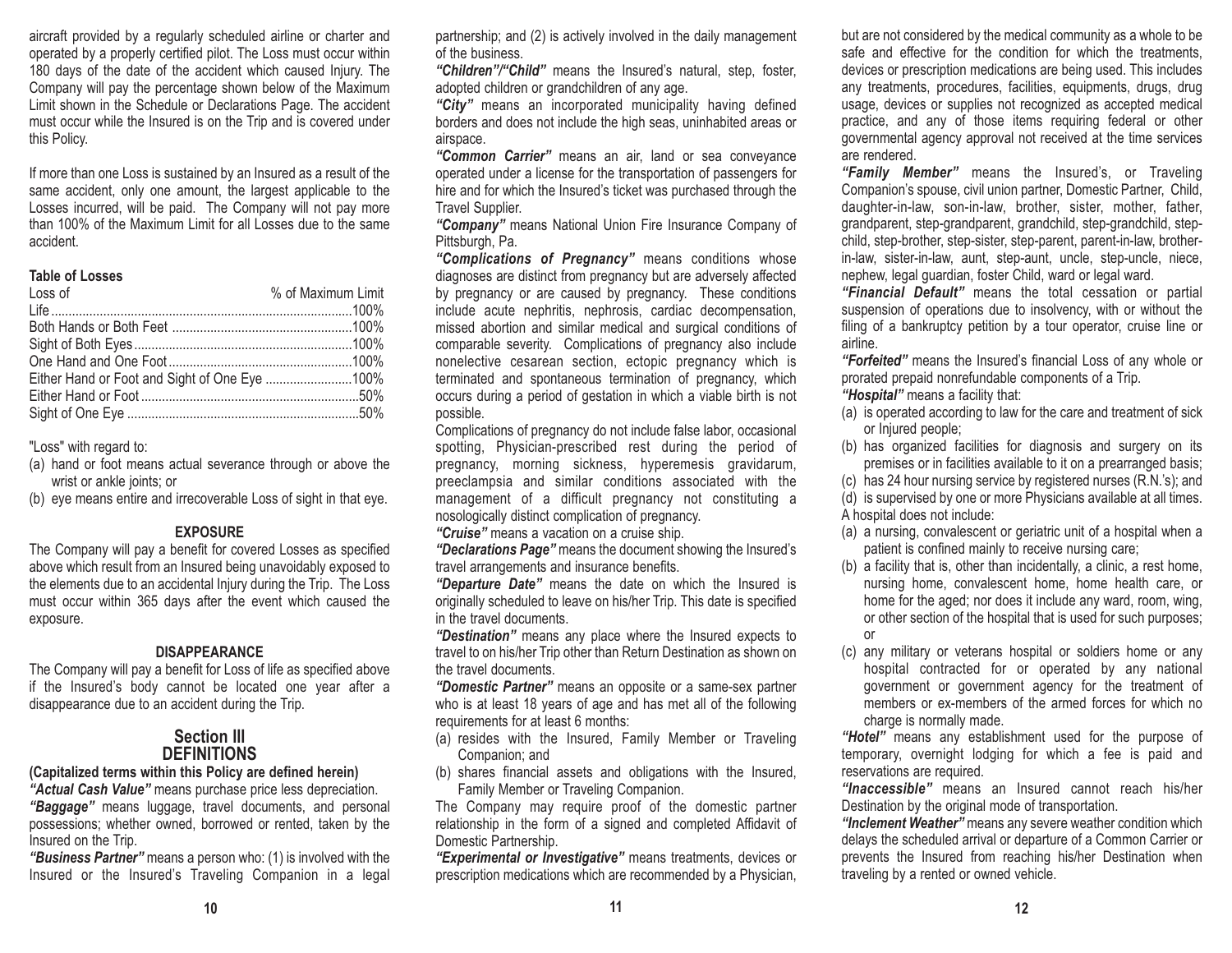aircraft provided by a regularly scheduled airline or charter and operated by a properly certified pilot. The Loss must occur within 180 days of the date of the accident which caused Injury. The Company will pay the percentage shown below of the Maximum Limit shown in the Schedule or Declarations Page. The accident must occur while the Insured is on the Trip and is covered under this Policy.

If more than one Loss is sustained by an Insured as a result of the same accident, only one amount, the largest applicable to the Losses incurred, will be paid. The Company will not pay more than 100% of the Maximum Limit for all Losses due to the same accident.

**Table of Losses**

| Loss of | % of Maximum Limit |
|---|---|
| Life | 100% |
| Both Hands or Both Feet | 100% |
| Sight of Both Eyes | 100% |
| One Hand and One Foot | 100% |
| Either Hand or Foot and Sight of One Eye | 100% |
| Either Hand or Foot | 50% |
| Sight of One Eye | 50% |

"Loss" with regard to:

(a) hand or foot means actual severance through or above the wrist or ankle joints; or
(b) eye means entire and irrecoverable Loss of sight in that eye.

**EXPOSURE**

The Company will pay a benefit for covered Losses as specified above which result from an Insured being unavoidably exposed to the elements due to an accidental Injury during the Trip. The Loss must occur within 365 days after the event which caused the exposure.

**DISAPPEARANCE**

The Company will pay a benefit for Loss of life as specified above if the Insured's body cannot be located one year after a disappearance due to an accident during the Trip.

## Section III DEFINITIONS

**(Capitalized terms within this Policy are defined herein)**

***"Actual Cash Value"*** means purchase price less depreciation.

***"Baggage"*** means luggage, travel documents, and personal possessions; whether owned, borrowed or rented, taken by the Insured on the Trip.

***"Business Partner"*** means a person who: (1) is involved with the Insured or the Insured's Traveling Companion in a legal partnership; and (2) is actively involved in the daily management of the business.

***"Children"/"Child"*** means the Insured's natural, step, foster, adopted children or grandchildren of any age.

***"City"*** means an incorporated municipality having defined borders and does not include the high seas, uninhabited areas or airspace.

***"Common Carrier"*** means an air, land or sea conveyance operated under a license for the transportation of passengers for hire and for which the Insured's ticket was purchased through the Travel Supplier.

***"Company"*** means National Union Fire Insurance Company of Pittsburgh, Pa.

***"Complications of Pregnancy"*** means conditions whose diagnoses are distinct from pregnancy but are adversely affected by pregnancy or are caused by pregnancy. These conditions include acute nephritis, nephrosis, cardiac decompensation, missed abortion and similar medical and surgical conditions of comparable severity. Complications of pregnancy also include nonelective cesarean section, ectopic pregnancy which is terminated and spontaneous termination of pregnancy, which occurs during a period of gestation in which a viable birth is not possible.

Complications of pregnancy do not include false labor, occasional spotting, Physician-prescribed rest during the period of pregnancy, morning sickness, hyperemesis gravidarum, preeclampsia and similar conditions associated with the management of a difficult pregnancy not constituting a nosologically distinct complication of pregnancy.

***"Cruise"*** means a vacation on a cruise ship.

***"Declarations Page"*** means the document showing the Insured's travel arrangements and insurance benefits.

***"Departure Date"*** means the date on which the Insured is originally scheduled to leave on his/her Trip. This date is specified in the travel documents.

***"Destination"*** means any place where the Insured expects to travel to on his/her Trip other than Return Destination as shown on the travel documents.

***"Domestic Partner"*** means an opposite or a same-sex partner who is at least 18 years of age and has met all of the following requirements for at least 6 months:

(a) resides with the Insured, Family Member or Traveling Companion; and
(b) shares financial assets and obligations with the Insured, Family Member or Traveling Companion.

The Company may require proof of the domestic partner relationship in the form of a signed and completed Affidavit of Domestic Partnership.

***"Experimental or Investigative"*** means treatments, devices or prescription medications which are recommended by a Physician, but are not considered by the medical community as a whole to be safe and effective for the condition for which the treatments, devices or prescription medications are being used. This includes any treatments, procedures, facilities, equipments, drugs, drug usage, devices or supplies not recognized as accepted medical practice, and any of those items requiring federal or other governmental agency approval not received at the time services are rendered.

***"Family Member"*** means the Insured's, or Traveling Companion's spouse, civil union partner, Domestic Partner, Child, daughter-in-law, son-in-law, brother, sister, mother, father, grandparent, step-grandparent, grandchild, step-grandchild, step-child, step-brother, step-sister, step-parent, parent-in-law, brother-in-law, sister-in-law, aunt, step-aunt, uncle, step-uncle, niece, nephew, legal guardian, foster Child, ward or legal ward.

***"Financial Default"*** means the total cessation or partial suspension of operations due to insolvency, with or without the filing of a bankruptcy petition by a tour operator, cruise line or airline.

***"Forfeited"*** means the Insured's financial Loss of any whole or prorated prepaid nonrefundable components of a Trip.

***"Hospital"*** means a facility that:

(a) is operated according to law for the care and treatment of sick or Injured people;
(b) has organized facilities for diagnosis and surgery on its premises or in facilities available to it on a prearranged basis;
(c) has 24 hour nursing service by registered nurses (R.N.'s); and
(d) is supervised by one or more Physicians available at all times.

A hospital does not include:

(a) a nursing, convalescent or geriatric unit of a hospital when a patient is confined mainly to receive nursing care;
(b) a facility that is, other than incidentally, a clinic, a rest home, nursing home, convalescent home, home health care, or home for the aged; nor does it include any ward, room, wing, or other section of the hospital that is used for such purposes; or
(c) any military or veterans hospital or soldiers home or any hospital contracted for or operated by any national government or government agency for the treatment of members or ex-members of the armed forces for which no charge is normally made.

***"Hotel"*** means any establishment used for the purpose of temporary, overnight lodging for which a fee is paid and reservations are required.

***"Inaccessible"*** means an Insured cannot reach his/her Destination by the original mode of transportation.

***"Inclement Weather"*** means any severe weather condition which delays the scheduled arrival or departure of a Common Carrier or prevents the Insured from reaching his/her Destination when traveling by a rented or owned vehicle.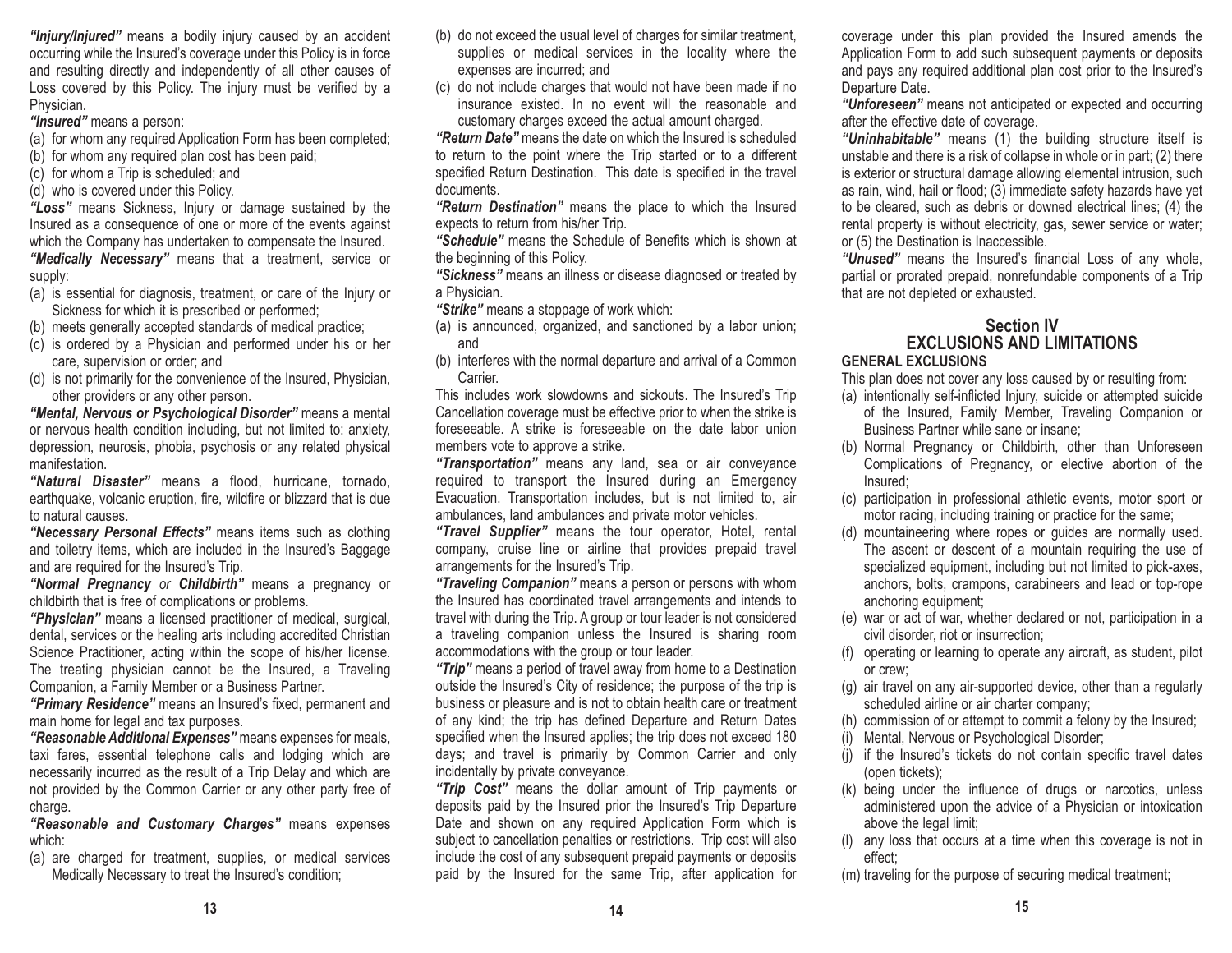***"Injury/Injured"*** means a bodily injury caused by an accident occurring while the Insured's coverage under this Policy is in force and resulting directly and independently of all other causes of Loss covered by this Policy. The injury must be verified by a Physician.

***"Insured"*** means a person:

(a) for whom any required Application Form has been completed;
(b) for whom any required plan cost has been paid;
(c) for whom a Trip is scheduled; and
(d) who is covered under this Policy.

***"Loss"*** means Sickness, Injury or damage sustained by the Insured as a consequence of one or more of the events against which the Company has undertaken to compensate the Insured.

***"Medically Necessary"*** means that a treatment, service or supply:

(a) is essential for diagnosis, treatment, or care of the Injury or Sickness for which it is prescribed or performed;
(b) meets generally accepted standards of medical practice;
(c) is ordered by a Physician and performed under his or her care, supervision or order; and
(d) is not primarily for the convenience of the Insured, Physician, other providers or any other person.

***"Mental, Nervous or Psychological Disorder"*** means a mental or nervous health condition including, but not limited to: anxiety, depression, neurosis, phobia, psychosis or any related physical manifestation.

***"Natural Disaster"*** means a flood, hurricane, tornado, earthquake, volcanic eruption, fire, wildfire or blizzard that is due to natural causes.

***"Necessary Personal Effects"*** means items such as clothing and toiletry items, which are included in the Insured's Baggage and are required for the Insured's Trip.

***"Normal Pregnancy** or **Childbirth"*** means a pregnancy or childbirth that is free of complications or problems.

***"Physician"*** means a licensed practitioner of medical, surgical, dental, services or the healing arts including accredited Christian Science Practitioner, acting within the scope of his/her license. The treating physician cannot be the Insured, a Traveling Companion, a Family Member or a Business Partner.

***"Primary Residence"*** means an Insured's fixed, permanent and main home for legal and tax purposes.

***"Reasonable Additional Expenses"*** means expenses for meals, taxi fares, essential telephone calls and lodging which are necessarily incurred as the result of a Trip Delay and which are not provided by the Common Carrier or any other party free of charge.

***"Reasonable and Customary Charges"*** means expenses which:

(a) are charged for treatment, supplies, or medical services Medically Necessary to treat the Insured's condition;
(b) do not exceed the usual level of charges for similar treatment, supplies or medical services in the locality where the expenses are incurred; and
(c) do not include charges that would not have been made if no insurance existed. In no event will the reasonable and customary charges exceed the actual amount charged.

***"Return Date"*** means the date on which the Insured is scheduled to return to the point where the Trip started or to a different specified Return Destination. This date is specified in the travel documents.

***"Return Destination"*** means the place to which the Insured expects to return from his/her Trip.

***"Schedule"*** means the Schedule of Benefits which is shown at the beginning of this Policy.

***"Sickness"*** means an illness or disease diagnosed or treated by a Physician.

***"Strike"*** means a stoppage of work which:

(a) is announced, organized, and sanctioned by a labor union; and
(b) interferes with the normal departure and arrival of a Common Carrier.

This includes work slowdowns and sickouts. The Insured's Trip Cancellation coverage must be effective prior to when the strike is foreseeable. A strike is foreseeable on the date labor union members vote to approve a strike.

***"Transportation"*** means any land, sea or air conveyance required to transport the Insured during an Emergency Evacuation. Transportation includes, but is not limited to, air ambulances, land ambulances and private motor vehicles.

***"Travel Supplier"*** means the tour operator, Hotel, rental company, cruise line or airline that provides prepaid travel arrangements for the Insured's Trip.

***"Traveling Companion"*** means a person or persons with whom the Insured has coordinated travel arrangements and intends to travel with during the Trip. A group or tour leader is not considered a traveling companion unless the Insured is sharing room accommodations with the group or tour leader.

***"Trip"*** means a period of travel away from home to a Destination outside the Insured's City of residence; the purpose of the trip is business or pleasure and is not to obtain health care or treatment of any kind; the trip has defined Departure and Return Dates specified when the Insured applies; the trip does not exceed 180 days; and travel is primarily by Common Carrier and only incidentally by private conveyance.

***"Trip Cost"*** means the dollar amount of Trip payments or deposits paid by the Insured prior the Insured's Trip Departure Date and shown on any required Application Form which is subject to cancellation penalties or restrictions. Trip cost will also include the cost of any subsequent prepaid payments or deposits paid by the Insured for the same Trip, after application for coverage under this plan provided the Insured amends the Application Form to add such subsequent payments or deposits and pays any required additional plan cost prior to the Insured's Departure Date.

***"Unforeseen"*** means not anticipated or expected and occurring after the effective date of coverage.

***"Uninhabitable"*** means (1) the building structure itself is unstable and there is a risk of collapse in whole or in part; (2) there is exterior or structural damage allowing elemental intrusion, such as rain, wind, hail or flood; (3) immediate safety hazards have yet to be cleared, such as debris or downed electrical lines; (4) the rental property is without electricity, gas, sewer service or water; or (5) the Destination is Inaccessible.

***"Unused"*** means the Insured's financial Loss of any whole, partial or prorated prepaid, nonrefundable components of a Trip that are not depleted or exhausted.

## Section IV
## EXCLUSIONS AND LIMITATIONS

**GENERAL EXCLUSIONS**

This plan does not cover any loss caused by or resulting from:

(a) intentionally self-inflicted Injury, suicide or attempted suicide of the Insured, Family Member, Traveling Companion or Business Partner while sane or insane;
(b) Normal Pregnancy or Childbirth, other than Unforeseen Complications of Pregnancy, or elective abortion of the Insured;
(c) participation in professional athletic events, motor sport or motor racing, including training or practice for the same;
(d) mountaineering where ropes or guides are normally used. The ascent or descent of a mountain requiring the use of specialized equipment, including but not limited to pick-axes, anchors, bolts, crampons, carabineers and lead or top-rope anchoring equipment;
(e) war or act of war, whether declared or not, participation in a civil disorder, riot or insurrection;
(f) operating or learning to operate any aircraft, as student, pilot or crew;
(g) air travel on any air-supported device, other than a regularly scheduled airline or air charter company;
(h) commission of or attempt to commit a felony by the Insured;
(i) Mental, Nervous or Psychological Disorder;
(j) if the Insured's tickets do not contain specific travel dates (open tickets);
(k) being under the influence of drugs or narcotics, unless administered upon the advice of a Physician or intoxication above the legal limit;
(l) any loss that occurs at a time when this coverage is not in effect;
(m) traveling for the purpose of securing medical treatment;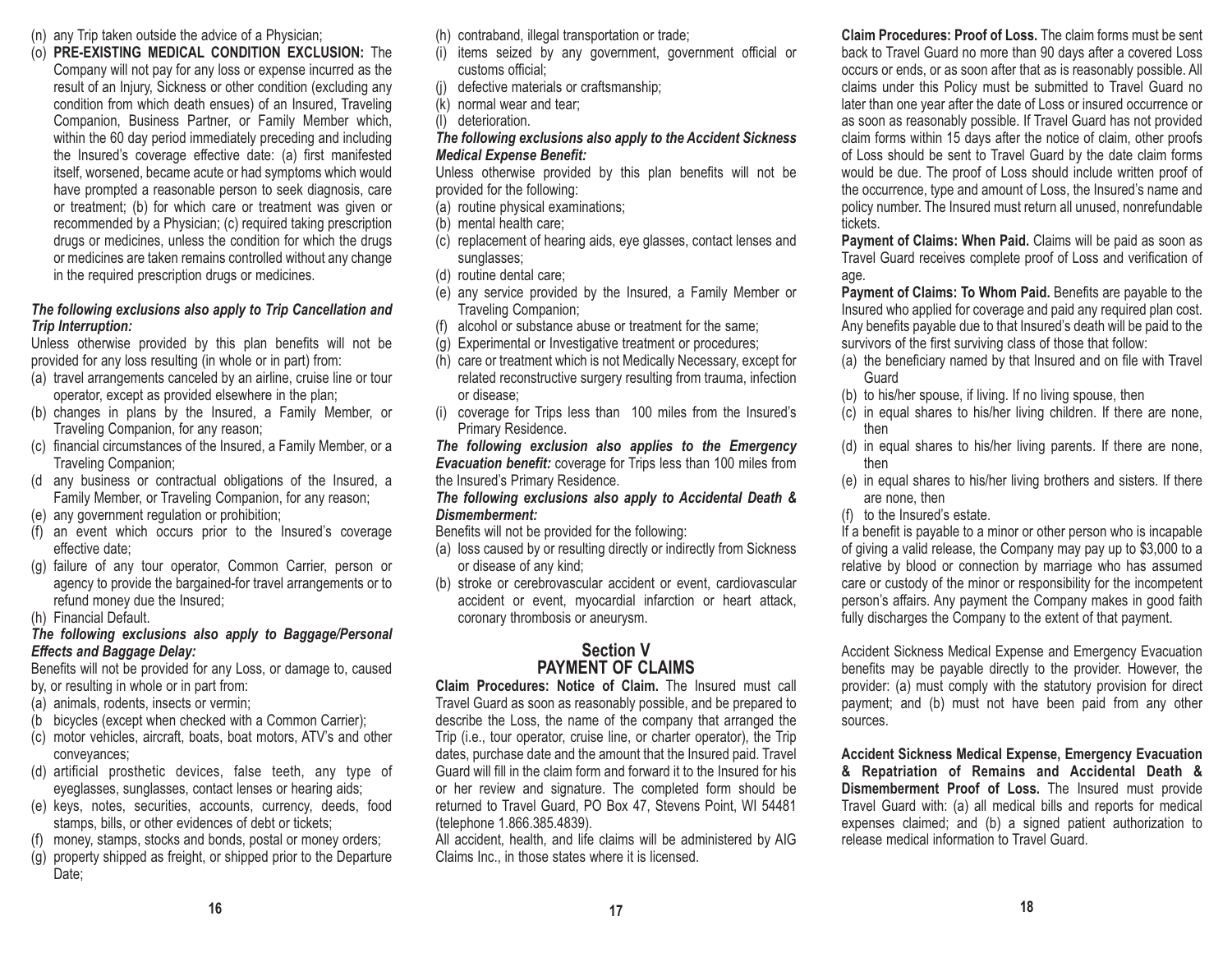(n) any Trip taken outside the advice of a Physician;

(o) **PRE-EXISTING MEDICAL CONDITION EXCLUSION:** The Company will not pay for any loss or expense incurred as the result of an Injury, Sickness or other condition (excluding any condition from which death ensues) of an Insured, Traveling Companion, Business Partner, or Family Member which, within the 60 day period immediately preceding and including the Insured's coverage effective date: (a) first manifested itself, worsened, became acute or had symptoms which would have prompted a reasonable person to seek diagnosis, care or treatment; (b) for which care or treatment was given or recommended by a Physician; (c) required taking prescription drugs or medicines, unless the condition for which the drugs or medicines are taken remains controlled without any change in the required prescription drugs or medicines.

***The following exclusions also apply to Trip Cancellation and Trip Interruption:***

Unless otherwise provided by this plan benefits will not be provided for any loss resulting (in whole or in part) from:

(a) travel arrangements canceled by an airline, cruise line or tour operator, except as provided elsewhere in the plan;
(b) changes in plans by the Insured, a Family Member, or Traveling Companion, for any reason;
(c) financial circumstances of the Insured, a Family Member, or a Traveling Companion;
(d any business or contractual obligations of the Insured, a Family Member, or Traveling Companion, for any reason;
(e) any government regulation or prohibition;
(f) an event which occurs prior to the Insured's coverage effective date;
(g) failure of any tour operator, Common Carrier, person or agency to provide the bargained-for travel arrangements or to refund money due the Insured;
(h) Financial Default.

***The following exclusions also apply to Baggage/Personal Effects and Baggage Delay:***

Benefits will not be provided for any Loss, or damage to, caused by, or resulting in whole or in part from:

(a) animals, rodents, insects or vermin;
(b bicycles (except when checked with a Common Carrier);
(c) motor vehicles, aircraft, boats, boat motors, ATV's and other conveyances;
(d) artificial prosthetic devices, false teeth, any type of eyeglasses, sunglasses, contact lenses or hearing aids;
(e) keys, notes, securities, accounts, currency, deeds, food stamps, bills, or other evidences of debt or tickets;
(f) money, stamps, stocks and bonds, postal or money orders;
(g) property shipped as freight, or shipped prior to the Departure Date;
(h) contraband, illegal transportation or trade;
(i) items seized by any government, government official or customs official;
(j) defective materials or craftsmanship;
(k) normal wear and tear;
(l) deterioration.

***The following exclusions also apply to the Accident Sickness Medical Expense Benefit:***

Unless otherwise provided by this plan benefits will not be provided for the following:

(a) routine physical examinations;
(b) mental health care;
(c) replacement of hearing aids, eye glasses, contact lenses and sunglasses;
(d) routine dental care;
(e) any service provided by the Insured, a Family Member or Traveling Companion;
(f) alcohol or substance abuse or treatment for the same;
(g) Experimental or Investigative treatment or procedures;
(h) care or treatment which is not Medically Necessary, except for related reconstructive surgery resulting from trauma, infection or disease;
(i) coverage for Trips less than 100 miles from the Insured's Primary Residence.

***The following exclusion also applies to the Emergency Evacuation benefit:*** coverage for Trips less than 100 miles from the Insured's Primary Residence.

***The following exclusions also apply to Accidental Death & Dismemberment:***

Benefits will not be provided for the following:

(a) loss caused by or resulting directly or indirectly from Sickness or disease of any kind;
(b) stroke or cerebrovascular accident or event, cardiovascular accident or event, myocardial infarction or heart attack, coronary thrombosis or aneurysm.

## Section V
## PAYMENT OF CLAIMS

**Claim Procedures: Notice of Claim.** The Insured must call Travel Guard as soon as reasonably possible, and be prepared to describe the Loss, the name of the company that arranged the Trip (i.e., tour operator, cruise line, or charter operator), the Trip dates, purchase date and the amount that the Insured paid. Travel Guard will fill in the claim form and forward it to the Insured for his or her review and signature. The completed form should be returned to Travel Guard, PO Box 47, Stevens Point, WI 54481 (telephone 1.866.385.4839).

All accident, health, and life claims will be administered by AIG Claims Inc., in those states where it is licensed.

**Claim Procedures: Proof of Loss.** The claim forms must be sent back to Travel Guard no more than 90 days after a covered Loss occurs or ends, or as soon after that as is reasonably possible. All claims under this Policy must be submitted to Travel Guard no later than one year after the date of Loss or insured occurrence or as soon as reasonably possible. If Travel Guard has not provided claim forms within 15 days after the notice of claim, other proofs of Loss should be sent to Travel Guard by the date claim forms would be due. The proof of Loss should include written proof of the occurrence, type and amount of Loss, the Insured's name and policy number. The Insured must return all unused, nonrefundable tickets.

**Payment of Claims: When Paid.** Claims will be paid as soon as Travel Guard receives complete proof of Loss and verification of age.

**Payment of Claims: To Whom Paid.** Benefits are payable to the Insured who applied for coverage and paid any required plan cost. Any benefits payable due to that Insured's death will be paid to the survivors of the first surviving class of those that follow:

(a) the beneficiary named by that Insured and on file with Travel Guard
(b) to his/her spouse, if living. If no living spouse, then
(c) in equal shares to his/her living children. If there are none, then
(d) in equal shares to his/her living parents. If there are none, then
(e) in equal shares to his/her living brothers and sisters. If there are none, then
(f) to the Insured's estate.

If a benefit is payable to a minor or other person who is incapable of giving a valid release, the Company may pay up to $3,000 to a relative by blood or connection by marriage who has assumed care or custody of the minor or responsibility for the incompetent person's affairs. Any payment the Company makes in good faith fully discharges the Company to the extent of that payment.

Accident Sickness Medical Expense and Emergency Evacuation benefits may be payable directly to the provider. However, the provider: (a) must comply with the statutory provision for direct payment; and (b) must not have been paid from any other sources.

**Accident Sickness Medical Expense, Emergency Evacuation & Repatriation of Remains and Accidental Death & Dismemberment Proof of Loss.** The Insured must provide Travel Guard with: (a) all medical bills and reports for medical expenses claimed; and (b) a signed patient authorization to release medical information to Travel Guard.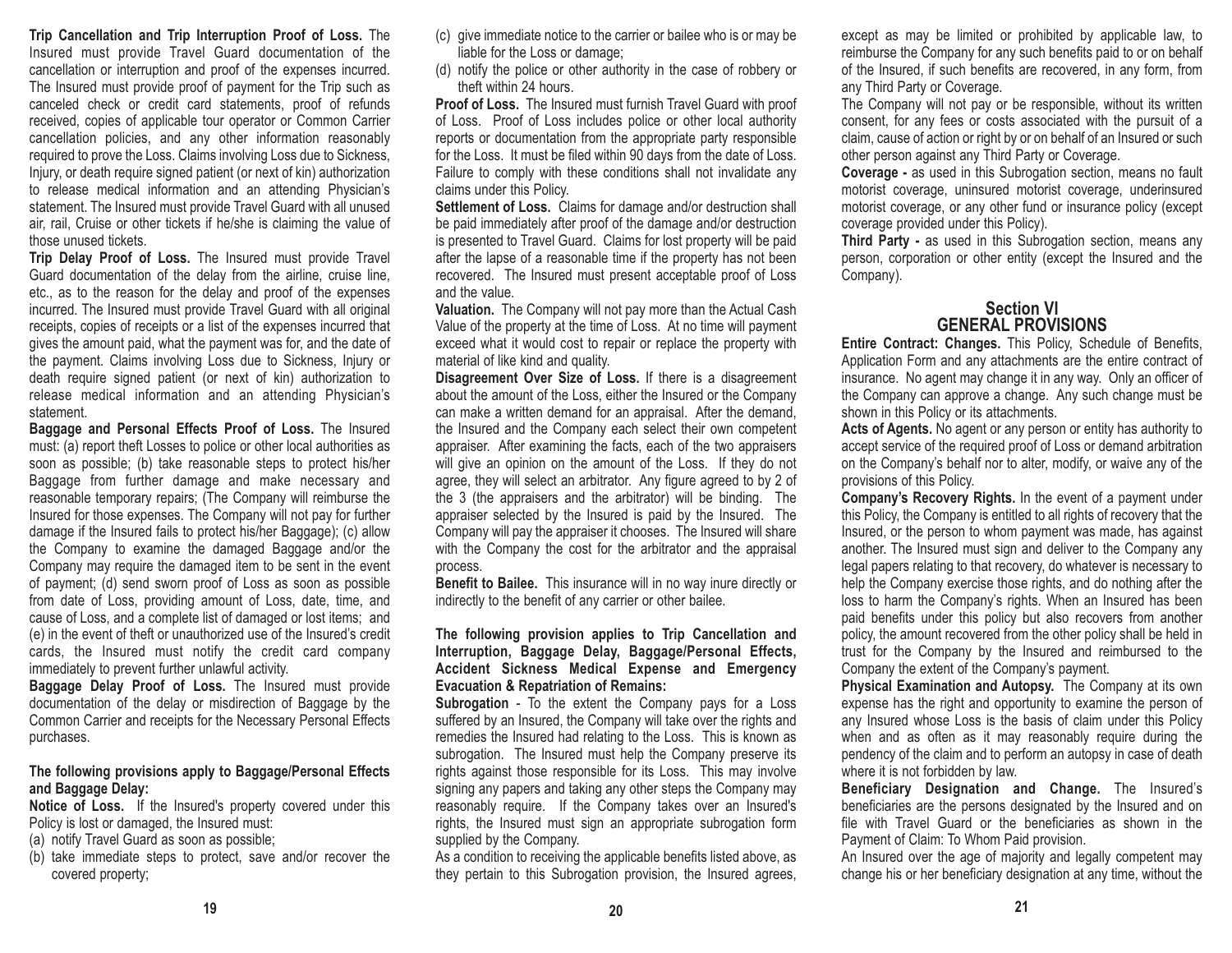**Trip Cancellation and Trip Interruption Proof of Loss.** The Insured must provide Travel Guard documentation of the cancellation or interruption and proof of the expenses incurred. The Insured must provide proof of payment for the Trip such as canceled check or credit card statements, proof of refunds received, copies of applicable tour operator or Common Carrier cancellation policies, and any other information reasonably required to prove the Loss. Claims involving Loss due to Sickness, Injury, or death require signed patient (or next of kin) authorization to release medical information and an attending Physician's statement. The Insured must provide Travel Guard with all unused air, rail, Cruise or other tickets if he/she is claiming the value of those unused tickets.

**Trip Delay Proof of Loss.** The Insured must provide Travel Guard documentation of the delay from the airline, cruise line, etc., as to the reason for the delay and proof of the expenses incurred. The Insured must provide Travel Guard with all original receipts, copies of receipts or a list of the expenses incurred that gives the amount paid, what the payment was for, and the date of the payment. Claims involving Loss due to Sickness, Injury or death require signed patient (or next of kin) authorization to release medical information and an attending Physician's statement.

**Baggage and Personal Effects Proof of Loss.** The Insured must: (a) report theft Losses to police or other local authorities as soon as possible; (b) take reasonable steps to protect his/her Baggage from further damage and make necessary and reasonable temporary repairs; (The Company will reimburse the Insured for those expenses. The Company will not pay for further damage if the Insured fails to protect his/her Baggage); (c) allow the Company to examine the damaged Baggage and/or the Company may require the damaged item to be sent in the event of payment; (d) send sworn proof of Loss as soon as possible from date of Loss, providing amount of Loss, date, time, and cause of Loss, and a complete list of damaged or lost items; and (e) in the event of theft or unauthorized use of the Insured's credit cards, the Insured must notify the credit card company immediately to prevent further unlawful activity.

**Baggage Delay Proof of Loss.** The Insured must provide documentation of the delay or misdirection of Baggage by the Common Carrier and receipts for the Necessary Personal Effects purchases.

**The following provisions apply to Baggage/Personal Effects and Baggage Delay:**

**Notice of Loss.** If the Insured's property covered under this Policy is lost or damaged, the Insured must:

(a) notify Travel Guard as soon as possible;
(b) take immediate steps to protect, save and/or recover the covered property;
(c) give immediate notice to the carrier or bailee who is or may be liable for the Loss or damage;
(d) notify the police or other authority in the case of robbery or theft within 24 hours.

**Proof of Loss.** The Insured must furnish Travel Guard with proof of Loss. Proof of Loss includes police or other local authority reports or documentation from the appropriate party responsible for the Loss. It must be filed within 90 days from the date of Loss. Failure to comply with these conditions shall not invalidate any claims under this Policy.

**Settlement of Loss.** Claims for damage and/or destruction shall be paid immediately after proof of the damage and/or destruction is presented to Travel Guard. Claims for lost property will be paid after the lapse of a reasonable time if the property has not been recovered. The Insured must present acceptable proof of Loss and the value.

**Valuation.** The Company will not pay more than the Actual Cash Value of the property at the time of Loss. At no time will payment exceed what it would cost to repair or replace the property with material of like kind and quality.

**Disagreement Over Size of Loss.** If there is a disagreement about the amount of the Loss, either the Insured or the Company can make a written demand for an appraisal. After the demand, the Insured and the Company each select their own competent appraiser. After examining the facts, each of the two appraisers will give an opinion on the amount of the Loss. If they do not agree, they will select an arbitrator. Any figure agreed to by 2 of the 3 (the appraisers and the arbitrator) will be binding. The appraiser selected by the Insured is paid by the Insured. The Company will pay the appraiser it chooses. The Insured will share with the Company the cost for the arbitrator and the appraisal process.

**Benefit to Bailee.** This insurance will in no way inure directly or indirectly to the benefit of any carrier or other bailee.

**The following provision applies to Trip Cancellation and Interruption, Baggage Delay, Baggage/Personal Effects, Accident Sickness Medical Expense and Emergency Evacuation & Repatriation of Remains:**

**Subrogation** - To the extent the Company pays for a Loss suffered by an Insured, the Company will take over the rights and remedies the Insured had relating to the Loss. This is known as subrogation. The Insured must help the Company preserve its rights against those responsible for its Loss. This may involve signing any papers and taking any other steps the Company may reasonably require. If the Company takes over an Insured's rights, the Insured must sign an appropriate subrogation form supplied by the Company.

As a condition to receiving the applicable benefits listed above, as they pertain to this Subrogation provision, the Insured agrees, except as may be limited or prohibited by applicable law, to reimburse the Company for any such benefits paid to or on behalf of the Insured, if such benefits are recovered, in any form, from any Third Party or Coverage.

The Company will not pay or be responsible, without its written consent, for any fees or costs associated with the pursuit of a claim, cause of action or right by or on behalf of an Insured or such other person against any Third Party or Coverage.

**Coverage -** as used in this Subrogation section, means no fault motorist coverage, uninsured motorist coverage, underinsured motorist coverage, or any other fund or insurance policy (except coverage provided under this Policy).

**Third Party -** as used in this Subrogation section, means any person, corporation or other entity (except the Insured and the Company).

## Section VI
## GENERAL PROVISIONS

**Entire Contract: Changes.** This Policy, Schedule of Benefits, Application Form and any attachments are the entire contract of insurance. No agent may change it in any way. Only an officer of the Company can approve a change. Any such change must be shown in this Policy or its attachments.

**Acts of Agents.** No agent or any person or entity has authority to accept service of the required proof of Loss or demand arbitration on the Company's behalf nor to alter, modify, or waive any of the provisions of this Policy.

**Company's Recovery Rights.** In the event of a payment under this Policy, the Company is entitled to all rights of recovery that the Insured, or the person to whom payment was made, has against another. The Insured must sign and deliver to the Company any legal papers relating to that recovery, do whatever is necessary to help the Company exercise those rights, and do nothing after the loss to harm the Company's rights. When an Insured has been paid benefits under this policy but also recovers from another policy, the amount recovered from the other policy shall be held in trust for the Company by the Insured and reimbursed to the Company the extent of the Company's payment.

**Physical Examination and Autopsy.** The Company at its own expense has the right and opportunity to examine the person of any Insured whose Loss is the basis of claim under this Policy when and as often as it may reasonably require during the pendency of the claim and to perform an autopsy in case of death where it is not forbidden by law.

**Beneficiary Designation and Change.** The Insured's beneficiaries are the persons designated by the Insured and on file with Travel Guard or the beneficiaries as shown in the Payment of Claim: To Whom Paid provision.

An Insured over the age of majority and legally competent may change his or her beneficiary designation at any time, without the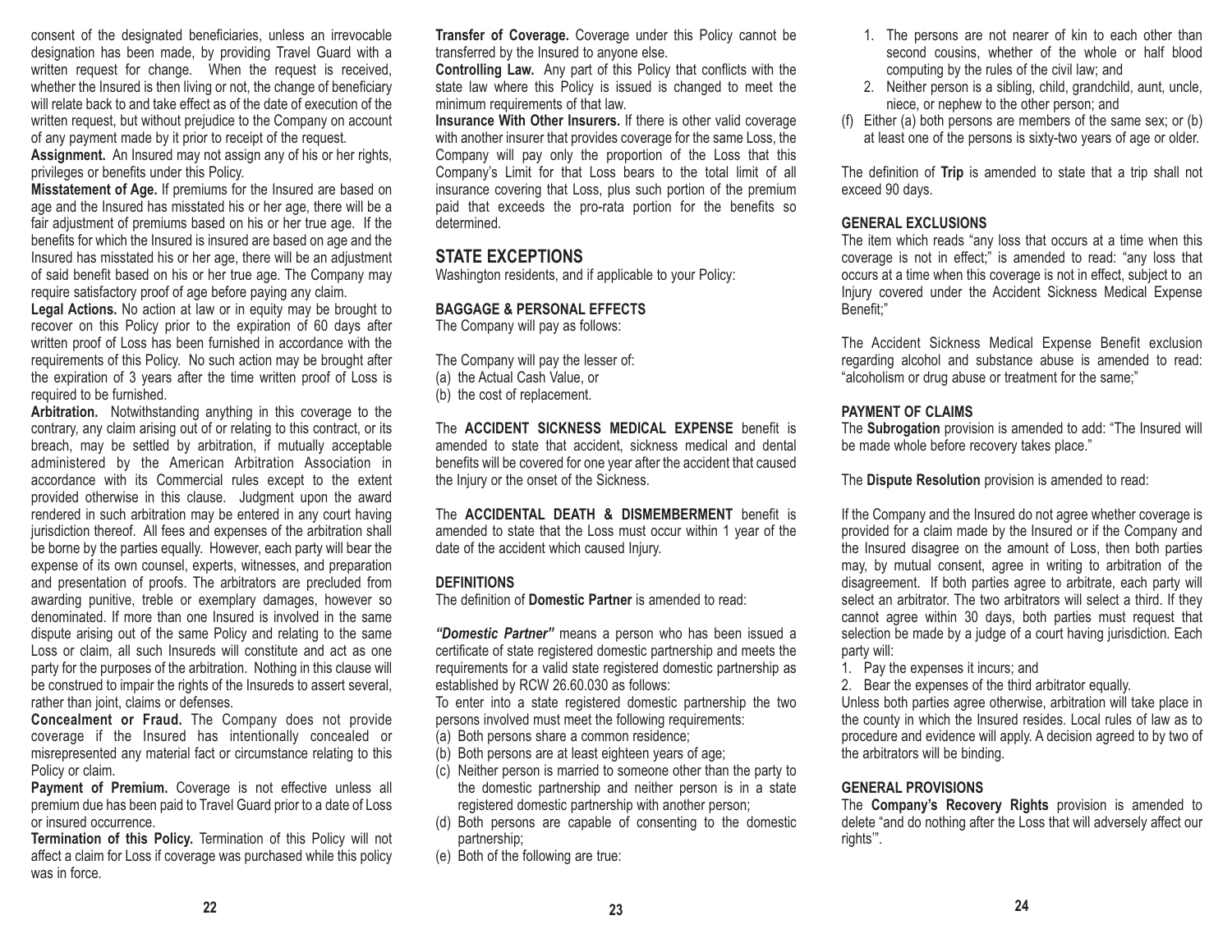consent of the designated beneficiaries, unless an irrevocable designation has been made, by providing Travel Guard with a written request for change. When the request is received, whether the Insured is then living or not, the change of beneficiary will relate back to and take effect as of the date of execution of the written request, but without prejudice to the Company on account of any payment made by it prior to receipt of the request.

**Assignment.** An Insured may not assign any of his or her rights, privileges or benefits under this Policy.

**Misstatement of Age.** If premiums for the Insured are based on age and the Insured has misstated his or her age, there will be a fair adjustment of premiums based on his or her true age. If the benefits for which the Insured is insured are based on age and the Insured has misstated his or her age, there will be an adjustment of said benefit based on his or her true age. The Company may require satisfactory proof of age before paying any claim.

**Legal Actions.** No action at law or in equity may be brought to recover on this Policy prior to the expiration of 60 days after written proof of Loss has been furnished in accordance with the requirements of this Policy. No such action may be brought after the expiration of 3 years after the time written proof of Loss is required to be furnished.

**Arbitration.** Notwithstanding anything in this coverage to the contrary, any claim arising out of or relating to this contract, or its breach, may be settled by arbitration, if mutually acceptable administered by the American Arbitration Association in accordance with its Commercial rules except to the extent provided otherwise in this clause. Judgment upon the award rendered in such arbitration may be entered in any court having jurisdiction thereof. All fees and expenses of the arbitration shall be borne by the parties equally. However, each party will bear the expense of its own counsel, experts, witnesses, and preparation and presentation of proofs. The arbitrators are precluded from awarding punitive, treble or exemplary damages, however so denominated. If more than one Insured is involved in the same dispute arising out of the same Policy and relating to the same Loss or claim, all such Insureds will constitute and act as one party for the purposes of the arbitration. Nothing in this clause will be construed to impair the rights of the Insureds to assert several, rather than joint, claims or defenses.

**Concealment or Fraud.** The Company does not provide coverage if the Insured has intentionally concealed or misrepresented any material fact or circumstance relating to this Policy or claim.

**Payment of Premium.** Coverage is not effective unless all premium due has been paid to Travel Guard prior to a date of Loss or insured occurrence.

**Termination of this Policy.** Termination of this Policy will not affect a claim for Loss if coverage was purchased while this policy was in force.

**Transfer of Coverage.** Coverage under this Policy cannot be transferred by the Insured to anyone else.

**Controlling Law.** Any part of this Policy that conflicts with the state law where this Policy is issued is changed to meet the minimum requirements of that law.

**Insurance With Other Insurers.** If there is other valid coverage with another insurer that provides coverage for the same Loss, the Company will pay only the proportion of the Loss that this Company's Limit for that Loss bears to the total limit of all insurance covering that Loss, plus such portion of the premium paid that exceeds the pro-rata portion for the benefits so determined.

## STATE EXCEPTIONS

Washington residents, and if applicable to your Policy:

### BAGGAGE & PERSONAL EFFECTS

The Company will pay as follows:

The Company will pay the lesser of:
(a) the Actual Cash Value, or
(b) the cost of replacement.

The **ACCIDENT SICKNESS MEDICAL EXPENSE** benefit is amended to state that accident, sickness medical and dental benefits will be covered for one year after the accident that caused the Injury or the onset of the Sickness.

The **ACCIDENTAL DEATH & DISMEMBERMENT** benefit is amended to state that the Loss must occur within 1 year of the date of the accident which caused Injury.

### DEFINITIONS

The definition of **Domestic Partner** is amended to read:

***"Domestic Partner"*** means a person who has been issued a certificate of state registered domestic partnership and meets the requirements for a valid state registered domestic partnership as established by RCW 26.60.030 as follows:

To enter into a state registered domestic partnership the two persons involved must meet the following requirements:
(a) Both persons share a common residence;
(b) Both persons are at least eighteen years of age;
(c) Neither person is married to someone other than the party to the domestic partnership and neither person is in a state registered domestic partnership with another person;
(d) Both persons are capable of consenting to the domestic partnership;
(e) Both of the following are true:
   1. The persons are not nearer of kin to each other than second cousins, whether of the whole or half blood computing by the rules of the civil law; and
   2. Neither person is a sibling, child, grandchild, aunt, uncle, niece, or nephew to the other person; and
(f) Either (a) both persons are members of the same sex; or (b) at least one of the persons is sixty-two years of age or older.

The definition of **Trip** is amended to state that a trip shall not exceed 90 days.

### GENERAL EXCLUSIONS

The item which reads "any loss that occurs at a time when this coverage is not in effect;" is amended to read: "any loss that occurs at a time when this coverage is not in effect, subject to an Injury covered under the Accident Sickness Medical Expense Benefit;"

The Accident Sickness Medical Expense Benefit exclusion regarding alcohol and substance abuse is amended to read: "alcoholism or drug abuse or treatment for the same;"

### PAYMENT OF CLAIMS

The **Subrogation** provision is amended to add: "The Insured will be made whole before recovery takes place."

The **Dispute Resolution** provision is amended to read:

If the Company and the Insured do not agree whether coverage is provided for a claim made by the Insured or if the Company and the Insured disagree on the amount of Loss, then both parties may, by mutual consent, agree in writing to arbitration of the disagreement. If both parties agree to arbitrate, each party will select an arbitrator. The two arbitrators will select a third. If they cannot agree within 30 days, both parties must request that selection be made by a judge of a court having jurisdiction. Each party will:

1. Pay the expenses it incurs; and
2. Bear the expenses of the third arbitrator equally.

Unless both parties agree otherwise, arbitration will take place in the county in which the Insured resides. Local rules of law as to procedure and evidence will apply. A decision agreed to by two of the arbitrators will be binding.

### GENERAL PROVISIONS

The **Company's Recovery Rights** provision is amended to delete "and do nothing after the Loss that will adversely affect our rights'".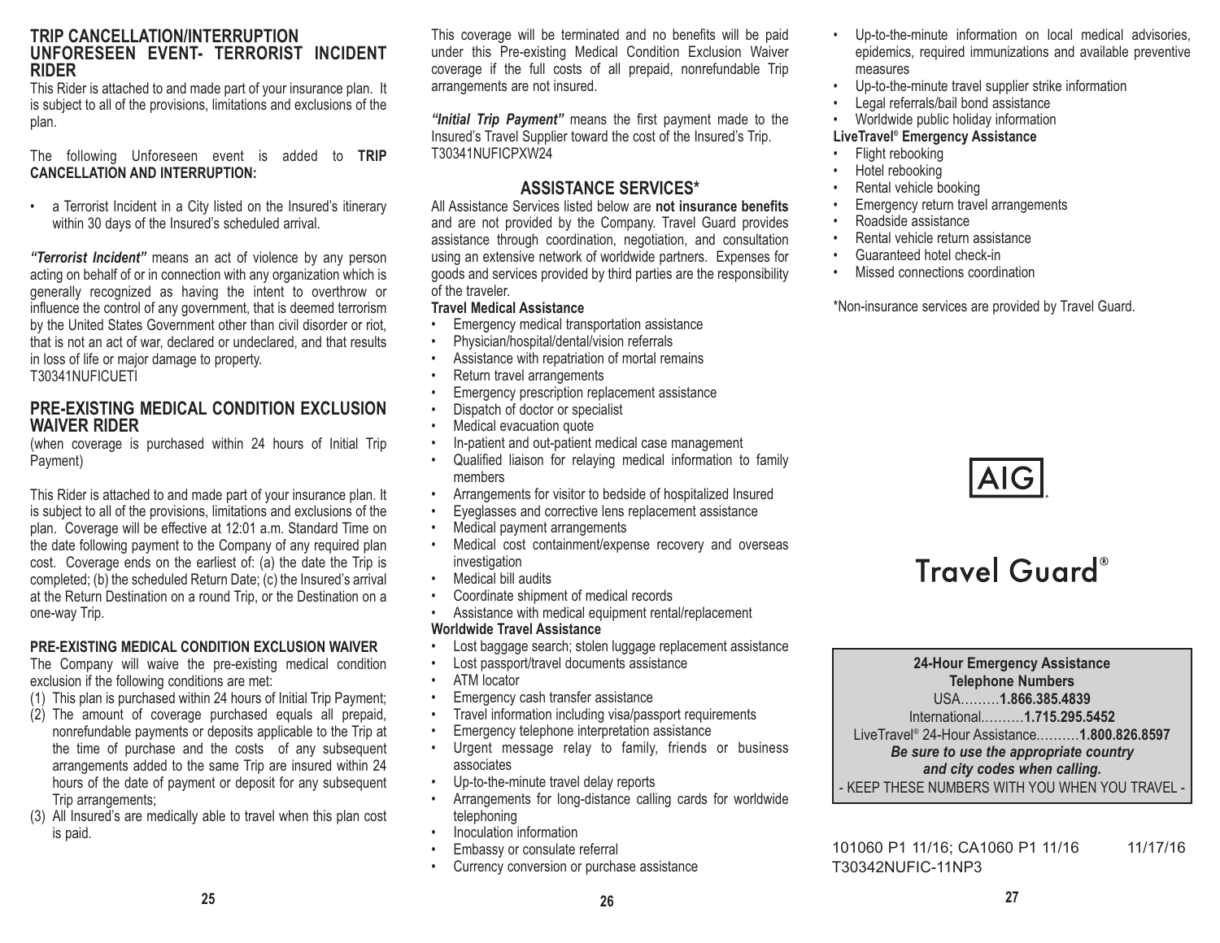## TRIP CANCELLATION/INTERRUPTION UNFORESEEN EVENT- TERRORIST INCIDENT RIDER

This Rider is attached to and made part of your insurance plan. It is subject to all of the provisions, limitations and exclusions of the plan.

The following Unforeseen event is added to **TRIP CANCELLATION AND INTERRUPTION:**

- a Terrorist Incident in a City listed on the Insured's itinerary within 30 days of the Insured's scheduled arrival.

***"Terrorist Incident"*** means an act of violence by any person acting on behalf of or in connection with any organization which is generally recognized as having the intent to overthrow or influence the control of any government, that is deemed terrorism by the United States Government other than civil disorder or riot, that is not an act of war, declared or undeclared, and that results in loss of life or major damage to property.
T30341NUFICUETI

## PRE-EXISTING MEDICAL CONDITION EXCLUSION WAIVER RIDER

(when coverage is purchased within 24 hours of Initial Trip Payment)

This Rider is attached to and made part of your insurance plan. It is subject to all of the provisions, limitations and exclusions of the plan. Coverage will be effective at 12:01 a.m. Standard Time on the date following payment to the Company of any required plan cost. Coverage ends on the earliest of: (a) the date the Trip is completed; (b) the scheduled Return Date; (c) the Insured's arrival at the Return Destination on a round Trip, or the Destination on a one-way Trip.

### PRE-EXISTING MEDICAL CONDITION EXCLUSION WAIVER

The Company will waive the pre-existing medical condition exclusion if the following conditions are met:

(1) This plan is purchased within 24 hours of Initial Trip Payment;
(2) The amount of coverage purchased equals all prepaid, nonrefundable payments or deposits applicable to the Trip at the time of purchase and the costs of any subsequent arrangements added to the same Trip are insured within 24 hours of the date of payment or deposit for any subsequent Trip arrangements;
(3) All Insured's are medically able to travel when this plan cost is paid.

This coverage will be terminated and no benefits will be paid under this Pre-existing Medical Condition Exclusion Waiver coverage if the full costs of all prepaid, nonrefundable Trip arrangements are not insured.

***"Initial Trip Payment"*** means the first payment made to the Insured's Travel Supplier toward the cost of the Insured's Trip.
T30341NUFICPXW24

## ASSISTANCE SERVICES*

All Assistance Services listed below are **not insurance benefits** and are not provided by the Company. Travel Guard provides assistance through coordination, negotiation, and consultation using an extensive network of worldwide partners. Expenses for goods and services provided by third parties are the responsibility of the traveler.

**Travel Medical Assistance**

- Emergency medical transportation assistance
- Physician/hospital/dental/vision referrals
- Assistance with repatriation of mortal remains
- Return travel arrangements
- Emergency prescription replacement assistance
- Dispatch of doctor or specialist
- Medical evacuation quote
- In-patient and out-patient medical case management
- Qualified liaison for relaying medical information to family members
- Arrangements for visitor to bedside of hospitalized Insured
- Eyeglasses and corrective lens replacement assistance
- Medical payment arrangements
- Medical cost containment/expense recovery and overseas investigation
- Medical bill audits
- Coordinate shipment of medical records
- Assistance with medical equipment rental/replacement

**Worldwide Travel Assistance**

- Lost baggage search; stolen luggage replacement assistance
- Lost passport/travel documents assistance
- ATM locator
- Emergency cash transfer assistance
- Travel information including visa/passport requirements
- Emergency telephone interpretation assistance
- Urgent message relay to family, friends or business associates
- Up-to-the-minute travel delay reports
- Arrangements for long-distance calling cards for worldwide telephoning
- Inoculation information
- Embassy or consulate referral
- Currency conversion or purchase assistance
- Up-to-the-minute information on local medical advisories, epidemics, required immunizations and available preventive measures
- Up-to-the-minute travel supplier strike information
- Legal referrals/bail bond assistance
- Worldwide public holiday information

**LiveTravel® Emergency Assistance**

- Flight rebooking
- Hotel rebooking
- Rental vehicle booking
- Emergency return travel arrangements
- Roadside assistance
- Rental vehicle return assistance
- Guaranteed hotel check-in
- Missed connections coordination

*Non-insurance services are provided by Travel Guard.

AIG

Travel Guard®

**24-Hour Emergency Assistance Telephone Numbers**
USA………**1.866.385.4839**
International.………**1.715.295.5452**
LiveTravel® 24-Hour Assistance.………**1.800.826.8597**
***Be sure to use the appropriate country and city codes when calling.***
- KEEP THESE NUMBERS WITH YOU WHEN YOU TRAVEL -

101060 P1 11/16; CA1060 P1 11/16 11/17/16
T30342NUFIC-11NP3